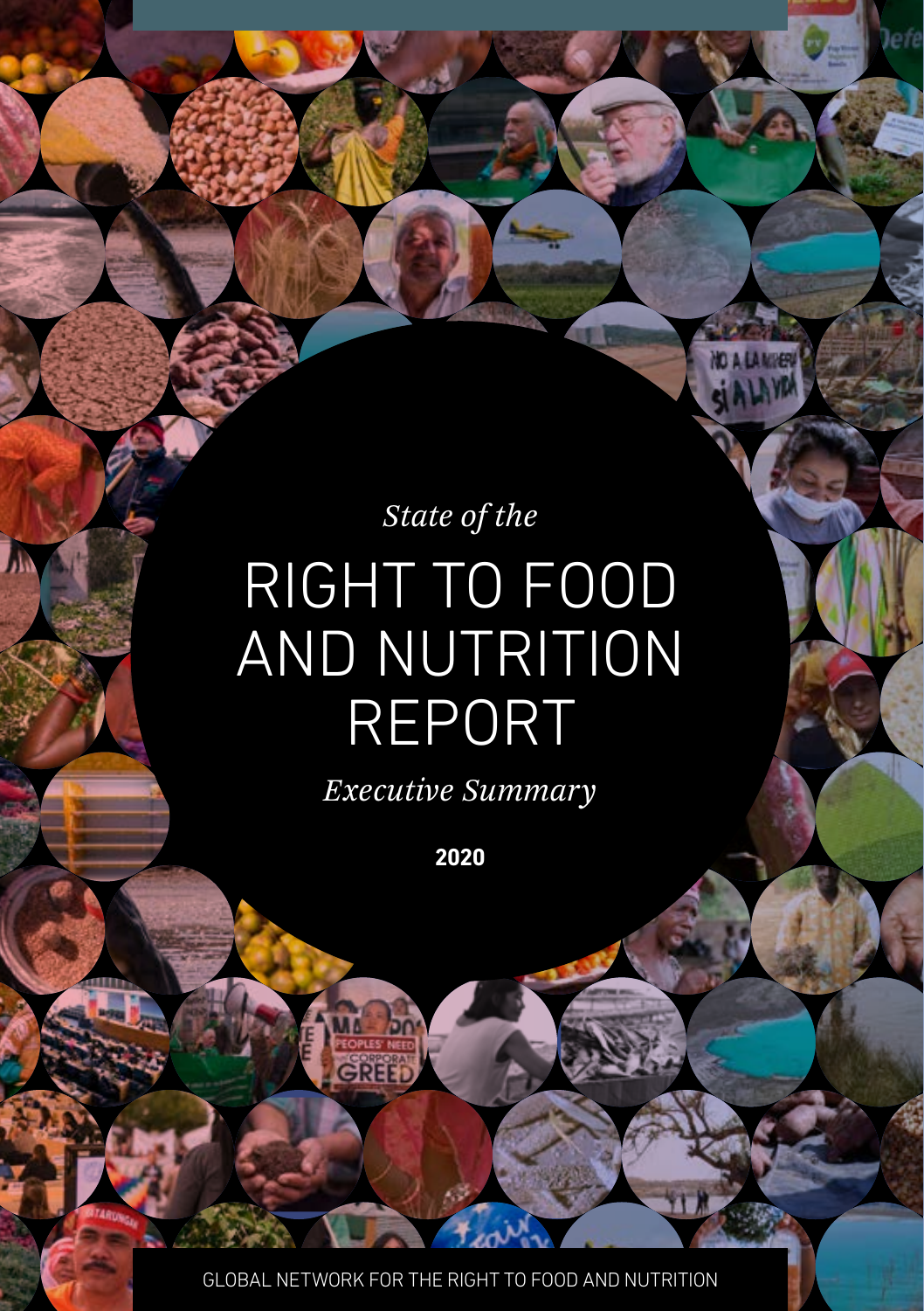*State of the*

# RIGHT TO FOOD AND NUTRITION REPORT

*Executive Summary*

**2020**

GLOBAL NETWORK FOR THE RIGHT TO FOOD AND NUTRITION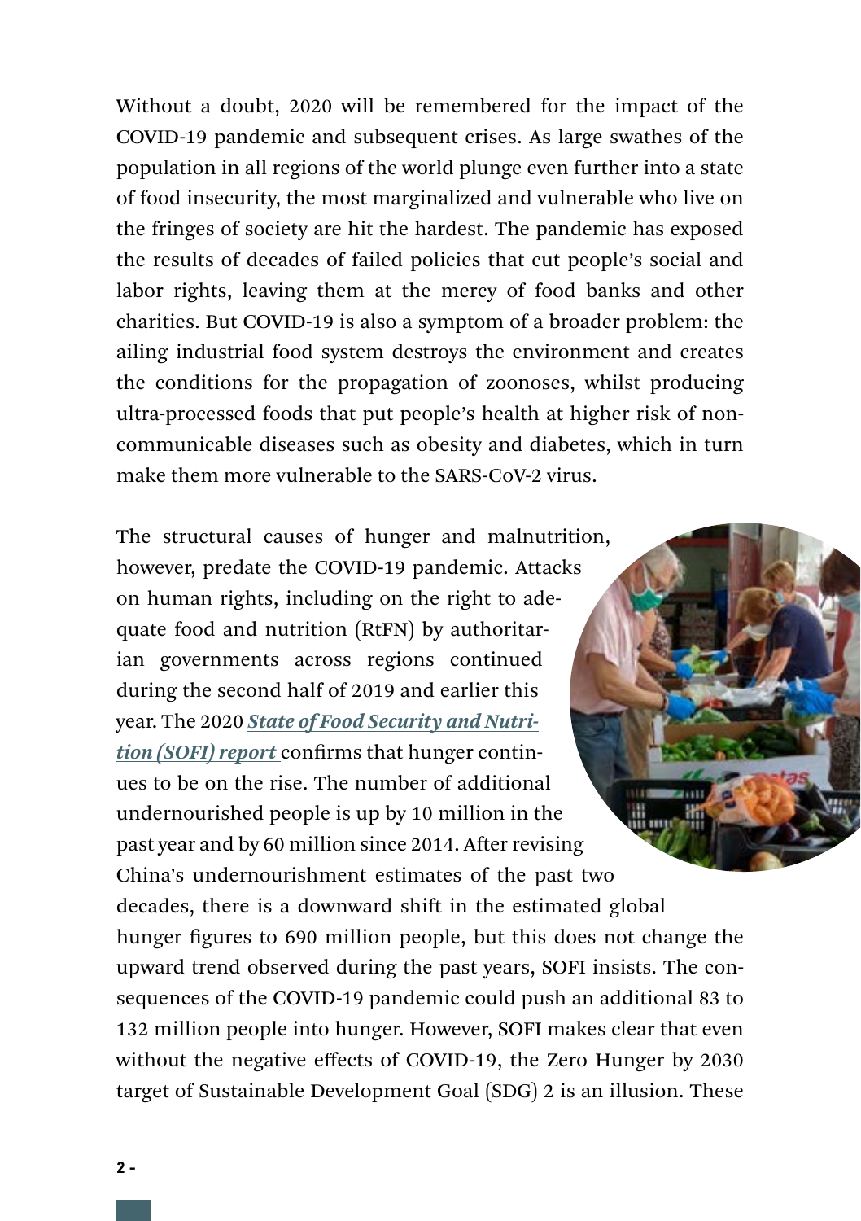Without a doubt, 2020 will be remembered for the impact of the COVID-19 pandemic and subsequent crises. As large swathes of the population in all regions of the world plunge even further into a state of food insecurity, the most marginalized and vulnerable who live on the fringes of society are hit the hardest. The pandemic has exposed the results of decades of failed policies that cut people's social and labor rights, leaving them at the mercy of food banks and other charities. But COVID-19 is also a symptom of a broader problem: the ailing industrial food system destroys the environment and creates the conditions for the propagation of zoonoses, whilst producing ultra-processed foods that put people's health at higher risk of non-communicable diseases such as obesity and diabetes, which in turn make them more vulnerable to the SARS-CoV-2 virus.

The structural causes of hunger and malnutrition, however, predate the COVID-19 pandemic. Attacks on human rights, including on the right to adequate food and nutrition (RtFN) by authoritarian governments across regions continued during the second half of 2019 and earlier this year. The 2020 ***State of Food Security and Nutrition (SOFI) report*** confirms that hunger continues to be on the rise. The number of additional undernourished people is up by 10 million in the past year and by 60 million since 2014. After revising China's undernourishment estimates of the past two decades, there is a downward shift in the estimated global hunger figures to 690 million people, but this does not change the upward trend observed during the past years, SOFI insists. The consequences of the COVID-19 pandemic could push an additional 83 to 132 million people into hunger. However, SOFI makes clear that even without the negative effects of COVID-19, the Zero Hunger by 2030 target of Sustainable Development Goal (SDG) 2 is an illusion. These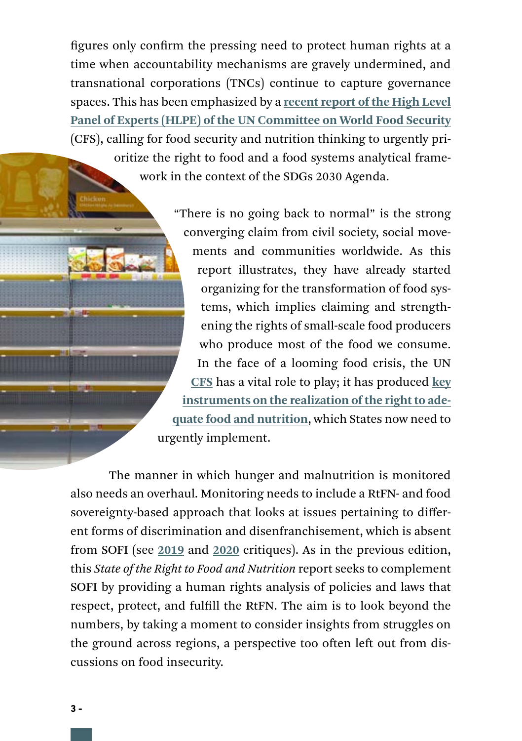figures only confirm the pressing need to protect human rights at a time when accountability mechanisms are gravely undermined, and transnational corporations (TNCs) continue to capture governance spaces. This has been emphasized by a **recent report of the High Level Panel of Experts (HLPE) of the UN Committee on World Food Security** (CFS), calling for food security and nutrition thinking to urgently prioritize the right to food and a food systems analytical framework in the context of the SDGs 2030 Agenda.

"There is no going back to normal" is the strong converging claim from civil society, social movements and communities worldwide. As this report illustrates, they have already started organizing for the transformation of food systems, which implies claiming and strengthening the rights of small-scale food producers who produce most of the food we consume. In the face of a looming food crisis, the UN **CFS** has a vital role to play; it has produced **key instruments on the realization of the right to adequate food and nutrition**, which States now need to urgently implement.

The manner in which hunger and malnutrition is monitored also needs an overhaul. Monitoring needs to include a RtFN- and food sovereignty-based approach that looks at issues pertaining to different forms of discrimination and disenfranchisement, which is absent from SOFI (see **2019** and **2020** critiques). As in the previous edition, this *State of the Right to Food and Nutrition* report seeks to complement SOFI by providing a human rights analysis of policies and laws that respect, protect, and fulfill the RtFN. The aim is to look beyond the numbers, by taking a moment to consider insights from struggles on the ground across regions, a perspective too often left out from discussions on food insecurity.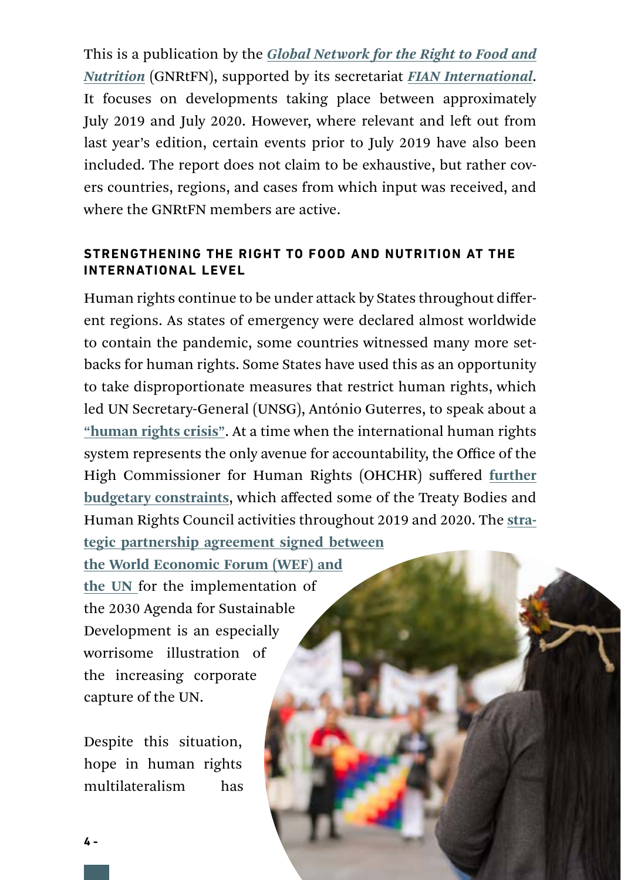This is a publication by the ***Global Network for the Right to Food and Nutrition*** (GNRtFN), supported by its secretariat ***FIAN International***. It focuses on developments taking place between approximately July 2019 and July 2020. However, where relevant and left out from last year's edition, certain events prior to July 2019 have also been included. The report does not claim to be exhaustive, but rather covers countries, regions, and cases from which input was received, and where the GNRtFN members are active.

## STRENGTHENING THE RIGHT TO FOOD AND NUTRITION AT THE INTERNATIONAL LEVEL

Human rights continue to be under attack by States throughout different regions. As states of emergency were declared almost worldwide to contain the pandemic, some countries witnessed many more setbacks for human rights. Some States have used this as an opportunity to take disproportionate measures that restrict human rights, which led UN Secretary-General (UNSG), António Guterres, to speak about a **"human rights crisis"**. At a time when the international human rights system represents the only avenue for accountability, the Office of the High Commissioner for Human Rights (OHCHR) suffered **further budgetary constraints**, which affected some of the Treaty Bodies and Human Rights Council activities throughout 2019 and 2020. The **strategic partnership agreement signed between the World Economic Forum (WEF) and the UN** for the implementation of the 2030 Agenda for Sustainable Development is an especially worrisome illustration of the increasing corporate capture of the UN.

Despite this situation, hope in human rights multilateralism has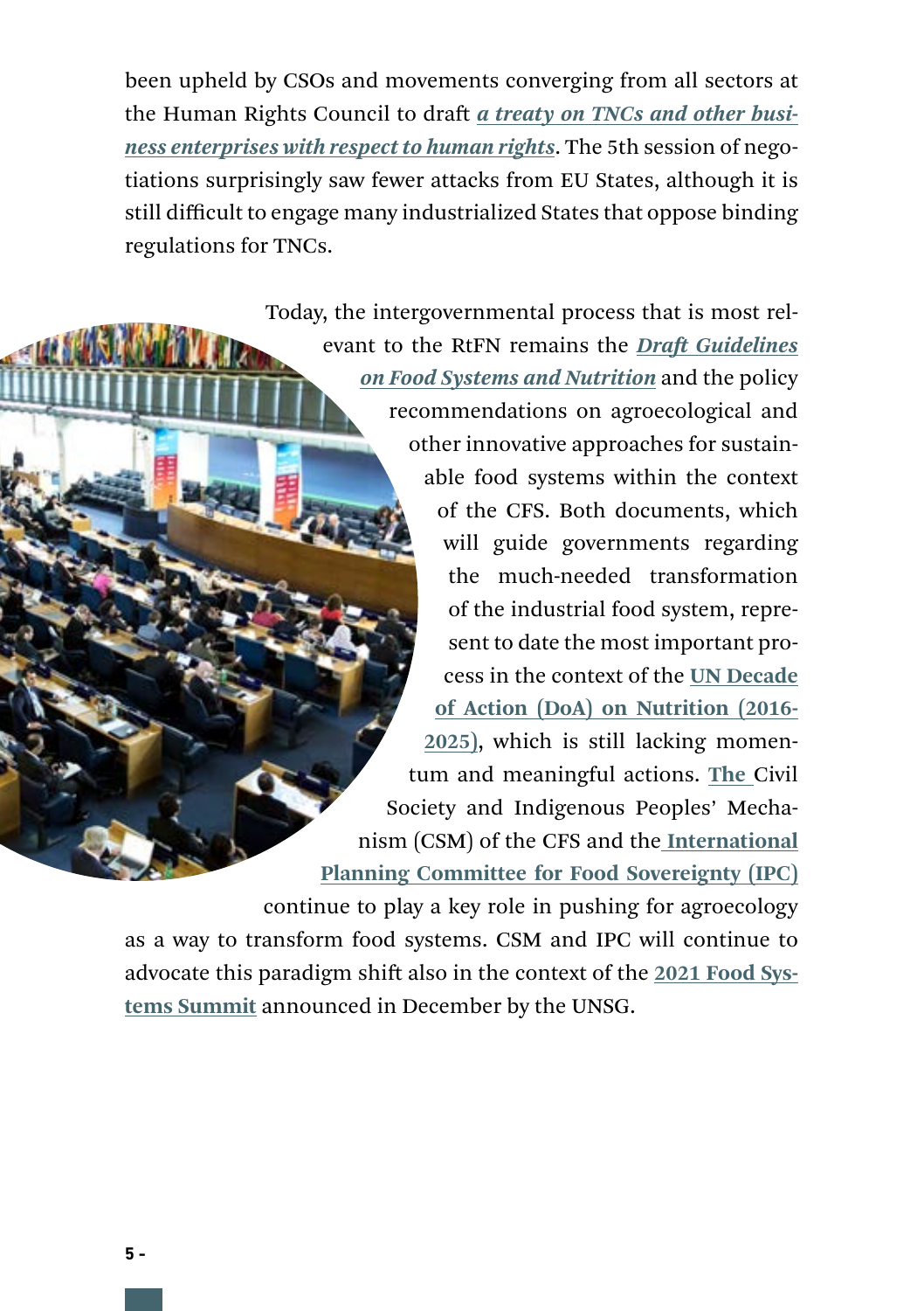been upheld by CSOs and movements converging from all sectors at the Human Rights Council to draft ***a treaty on TNCs and other business enterprises with respect to human rights***. The 5th session of negotiations surprisingly saw fewer attacks from EU States, although it is still difficult to engage many industrialized States that oppose binding regulations for TNCs.

Today, the intergovernmental process that is most relevant to the RtFN remains the ***Draft Guidelines on Food Systems and Nutrition*** and the policy recommendations on agroecological and other innovative approaches for sustainable food systems within the context of the CFS. Both documents, which will guide governments regarding the much-needed transformation of the industrial food system, represent to date the most important process in the context of the **UN Decade of Action (DoA) on Nutrition (2016-2025)**, which is still lacking momentum and meaningful actions. **The** Civil Society and Indigenous Peoples' Mechanism (CSM) of the CFS and the **International Planning Committee for Food Sovereignty (IPC)** continue to play a key role in pushing for agroecology as a way to transform food systems. CSM and IPC will continue to advocate this paradigm shift also in the context of the **2021 Food Systems Summit** announced in December by the UNSG.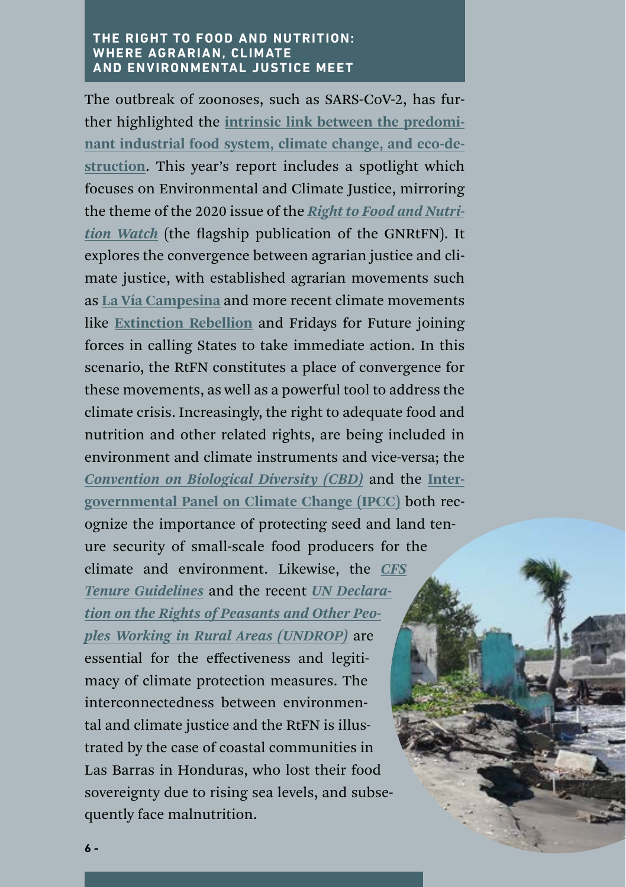### THE RIGHT TO FOOD AND NUTRITION: WHERE AGRARIAN, CLIMATE AND ENVIRONMENTAL JUSTICE MEET

The outbreak of zoonoses, such as SARS-CoV-2, has further highlighted the **intrinsic link between the predominant industrial food system, climate change, and eco-destruction**. This year's report includes a spotlight which focuses on Environmental and Climate Justice, mirroring the theme of the 2020 issue of the ***Right to Food and Nutrition Watch*** (the flagship publication of the GNRtFN). It explores the convergence between agrarian justice and climate justice, with established agrarian movements such as **La Vía Campesina** and more recent climate movements like **Extinction Rebellion** and Fridays for Future joining forces in calling States to take immediate action. In this scenario, the RtFN constitutes a place of convergence for these movements, as well as a powerful tool to address the climate crisis. Increasingly, the right to adequate food and nutrition and other related rights, are being included in environment and climate instruments and vice-versa; the ***Convention on Biological Diversity (CBD)*** and the **Intergovernmental Panel on Climate Change (IPCC)** both recognize the importance of protecting seed and land tenure security of small-scale food producers for the climate and environment. Likewise, the ***CFS Tenure Guidelines*** and the recent ***UN Declaration on the Rights of Peasants and Other Peoples Working in Rural Areas (UNDROP)*** are essential for the effectiveness and legitimacy of climate protection measures. The interconnectedness between environmental and climate justice and the RtFN is illustrated by the case of coastal communities in Las Barras in Honduras, who lost their food sovereignty due to rising sea levels, and subsequently face malnutrition.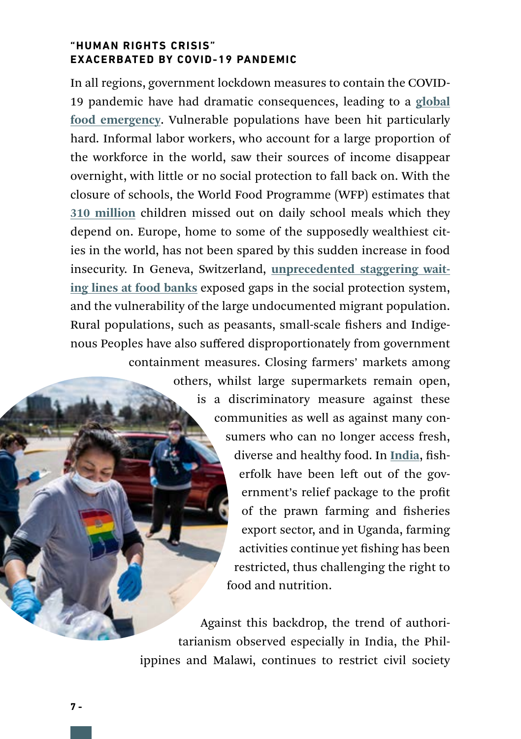### "HUMAN RIGHTS CRISIS" EXACERBATED BY COVID-19 PANDEMIC

In all regions, government lockdown measures to contain the COVID-19 pandemic have had dramatic consequences, leading to a **global food emergency**. Vulnerable populations have been hit particularly hard. Informal labor workers, who account for a large proportion of the workforce in the world, saw their sources of income disappear overnight, with little or no social protection to fall back on. With the closure of schools, the World Food Programme (WFP) estimates that **310 million** children missed out on daily school meals which they depend on. Europe, home to some of the supposedly wealthiest cities in the world, has not been spared by this sudden increase in food insecurity. In Geneva, Switzerland, **unprecedented staggering waiting lines at food banks** exposed gaps in the social protection system, and the vulnerability of the large undocumented migrant population. Rural populations, such as peasants, small-scale fishers and Indigenous Peoples have also suffered disproportionately from government containment measures. Closing farmers' markets among others, whilst large supermarkets remain open, is a discriminatory measure against these communities as well as against many consumers who can no longer access fresh, diverse and healthy food. In **India**, fisherfolk have been left out of the government's relief package to the profit of the prawn farming and fisheries export sector, and in Uganda, farming activities continue yet fishing has been restricted, thus challenging the right to food and nutrition.

Against this backdrop, the trend of authoritarianism observed especially in India, the Philippines and Malawi, continues to restrict civil society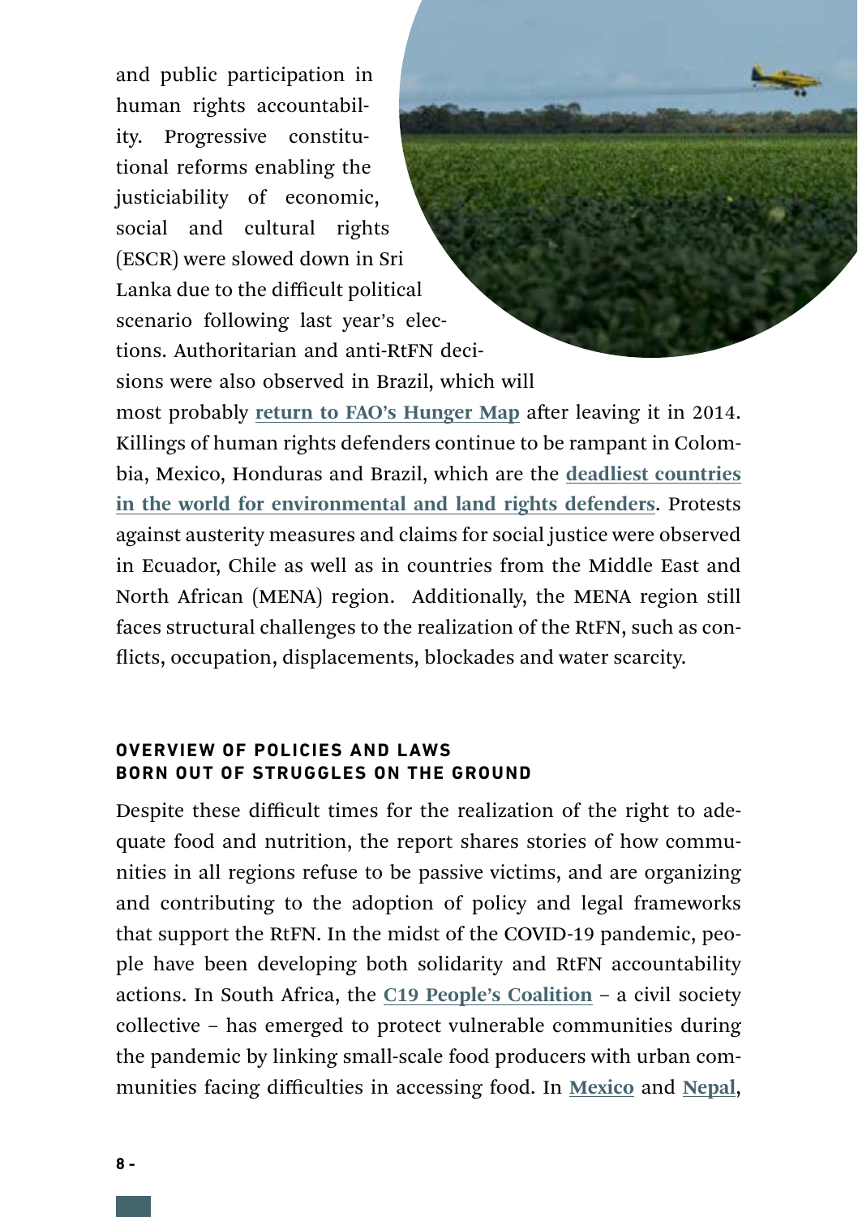and public participation in human rights accountability. Progressive constitutional reforms enabling the justiciability of economic, social and cultural rights (ESCR) were slowed down in Sri Lanka due to the difficult political scenario following last year's elections. Authoritarian and anti-RtFN decisions were also observed in Brazil, which will most probably **return to FAO's Hunger Map** after leaving it in 2014. Killings of human rights defenders continue to be rampant in Colombia, Mexico, Honduras and Brazil, which are the **deadliest countries in the world for environmental and land rights defenders**. Protests against austerity measures and claims for social justice were observed in Ecuador, Chile as well as in countries from the Middle East and North African (MENA) region. Additionally, the MENA region still faces structural challenges to the realization of the RtFN, such as conflicts, occupation, displacements, blockades and water scarcity.

## OVERVIEW OF POLICIES AND LAWS BORN OUT OF STRUGGLES ON THE GROUND

Despite these difficult times for the realization of the right to adequate food and nutrition, the report shares stories of how communities in all regions refuse to be passive victims, and are organizing and contributing to the adoption of policy and legal frameworks that support the RtFN. In the midst of the COVID-19 pandemic, people have been developing both solidarity and RtFN accountability actions. In South Africa, the **C19 People's Coalition** – a civil society collective – has emerged to protect vulnerable communities during the pandemic by linking small-scale food producers with urban communities facing difficulties in accessing food. In **Mexico** and **Nepal**,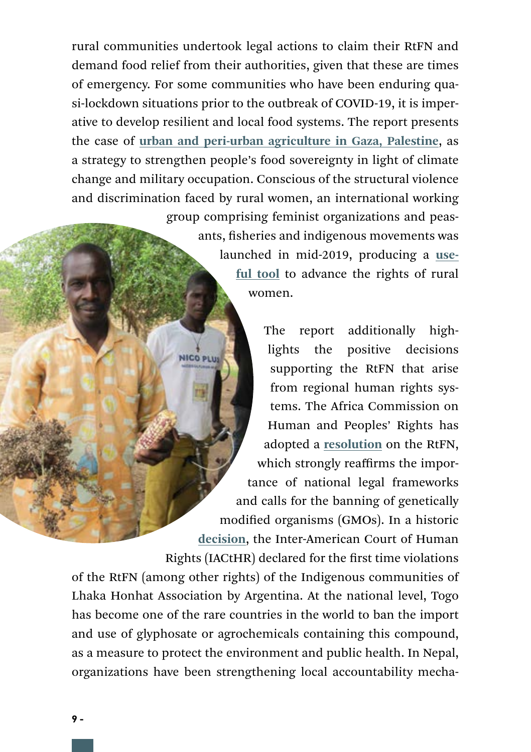rural communities undertook legal actions to claim their RtFN and demand food relief from their authorities, given that these are times of emergency. For some communities who have been enduring quasi-lockdown situations prior to the outbreak of COVID-19, it is imperative to develop resilient and local food systems. The report presents the case of **urban and peri-urban agriculture in Gaza, Palestine**, as a strategy to strengthen people's food sovereignty in light of climate change and military occupation. Conscious of the structural violence and discrimination faced by rural women, an international working group comprising feminist organizations and peasants, fisheries and indigenous movements was launched in mid-2019, producing a **useful tool** to advance the rights of rural women.

The report additionally highlights the positive decisions supporting the RtFN that arise from regional human rights systems. The Africa Commission on Human and Peoples' Rights has adopted a **resolution** on the RtFN, which strongly reaffirms the importance of national legal frameworks and calls for the banning of genetically modified organisms (GMOs). In a historic **decision**, the Inter-American Court of Human Rights (IACtHR) declared for the first time violations of the RtFN (among other rights) of the Indigenous communities of Lhaka Honhat Association by Argentina. At the national level, Togo has become one of the rare countries in the world to ban the import and use of glyphosate or agrochemicals containing this compound, as a measure to protect the environment and public health. In Nepal, organizations have been strengthening local accountability mecha-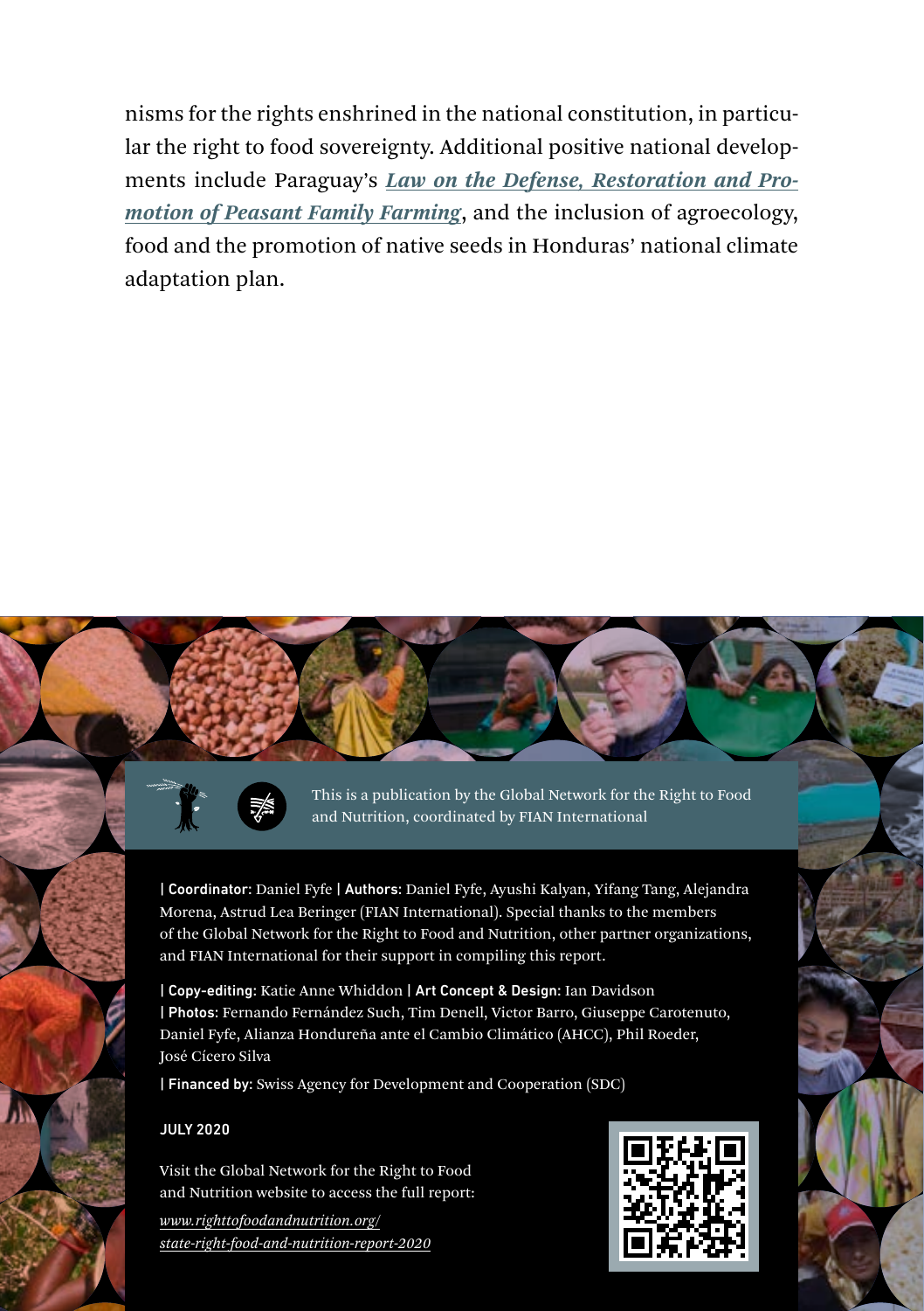nisms for the rights enshrined in the national constitution, in particular the right to food sovereignty. Additional positive national developments include Paraguay's ***Law on the Defense, Restoration and Promotion of Peasant Family Farming***, and the inclusion of agroecology, food and the promotion of native seeds in Honduras' national climate adaptation plan.

This is a publication by the Global Network for the Right to Food and Nutrition, coordinated by FIAN International

| **Coordinator:** Daniel Fyfe | **Authors:** Daniel Fyfe, Ayushi Kalyan, Yifang Tang, Alejandra Morena, Astrud Lea Beringer (FIAN International). Special thanks to the members of the Global Network for the Right to Food and Nutrition, other partner organizations, and FIAN International for their support in compiling this report.

| **Copy-editing:** Katie Anne Whiddon | **Art Concept & Design:** Ian Davidson
| **Photos:** Fernando Fernández Such, Tim Denell, Victor Barro, Giuseppe Carotenuto, Daniel Fyfe, Alianza Hondureña ante el Cambio Climático (AHCC), Phil Roeder, José Cícero Silva

| **Financed by:** Swiss Agency for Development and Cooperation (SDC)

**JULY 2020**

Visit the Global Network for the Right to Food and Nutrition website to access the full report:

*www.righttofoodandnutrition.org/state-right-food-and-nutrition-report-2020*